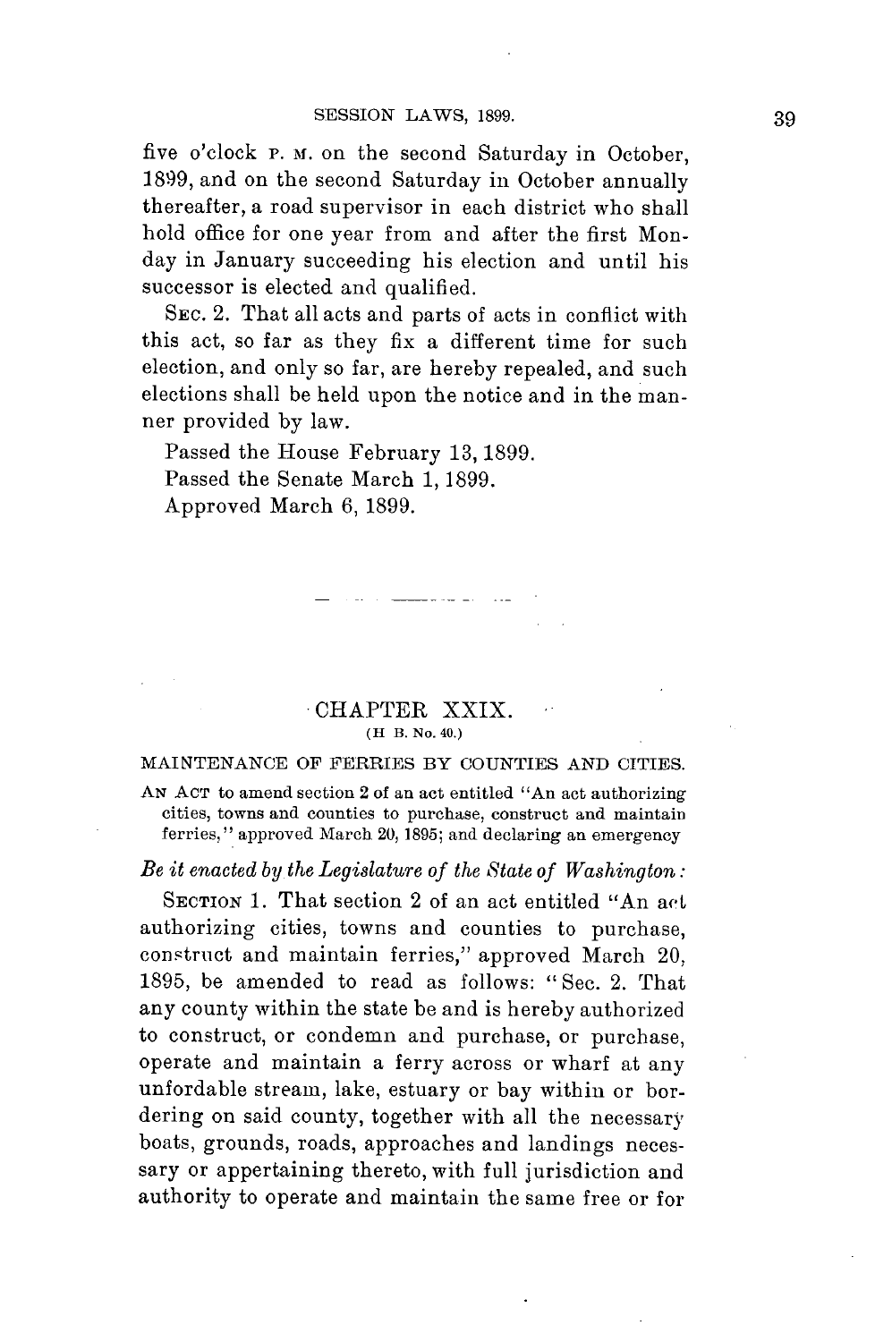five o'clock P. M. on the second Saturday in October, 1899, and on the second Saturday in October annually thereafter, a road supervisor in each district who shall hold office for one year from and after the first Monday in January succeeding his election and until his successor is elected and qualified.

SEC. 2. That all acts and parts of acts in conflict with this act, so far as they fix a different time for such election, and only so far, are hereby repealed, and such elections shall be held upon the notice and in the manner provided by law.

Passed the House February 13, 1899.
Passed the Senate March 1, 1899.
Approved March 6, 1899.

---

## CHAPTER XXIX.

(H B. No. 40.)

### MAINTENANCE OF FERRIES BY COUNTIES AND CITIES.

AN ACT to amend section 2 of an act entitled "An act authorizing cities, towns and counties to purchase, construct and maintain ferries," approved March 20, 1895; and declaring an emergency

*Be it enacted by the Legislature of the State of Washington:*

SECTION 1. That section 2 of an act entitled "An act authorizing cities, towns and counties to purchase, construct and maintain ferries," approved March 20, 1895, be amended to read as follows: "Sec. 2. That any county within the state be and is hereby authorized to construct, or condemn and purchase, or purchase, operate and maintain a ferry across or wharf at any unfordable stream, lake, estuary or bay within or bordering on said county, together with all the necessary boats, grounds, roads, approaches and landings necessary or appertaining thereto, with full jurisdiction and authority to operate and maintain the same free or for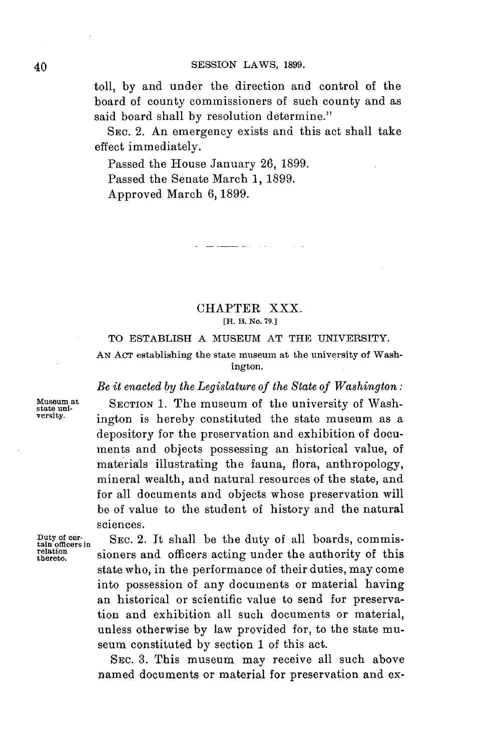toll, by and under the direction and control of the board of county commissioners of such county and as said board shall by resolution determine."

SEC. 2. An emergency exists and this act shall take effect immediately.

Passed the House January 26, 1899.
Passed the Senate March 1, 1899.
Approved March 6, 1899.

---

## CHAPTER XXX.

[H. B. No. 79.]

### TO ESTABLISH A MUSEUM AT THE UNIVERSITY.

AN ACT establishing the state museum at the university of Washington.

*Be it enacted by the Legislature of the State of Washington:*

Museum at state university.

SECTION 1. The museum of the university of Washington is hereby constituted the state museum as a depository for the preservation and exhibition of documents and objects possessing an historical value, of materials illustrating the fauna, flora, anthropology, mineral wealth, and natural resources of the state, and for all documents and objects whose preservation will be of value to the student of history and the natural sciences.

Duty of certain officers in relation thereto.

SEC. 2. It shall be the duty of all boards, commissioners and officers acting under the authority of this state who, in the performance of their duties, may come into possession of any documents or material having an historical or scientific value to send for preservation and exhibition all such documents or material, unless otherwise by law provided for, to the state museum constituted by section 1 of this act.

SEC. 3. This museum may receive all such above named documents or material for preservation and ex-